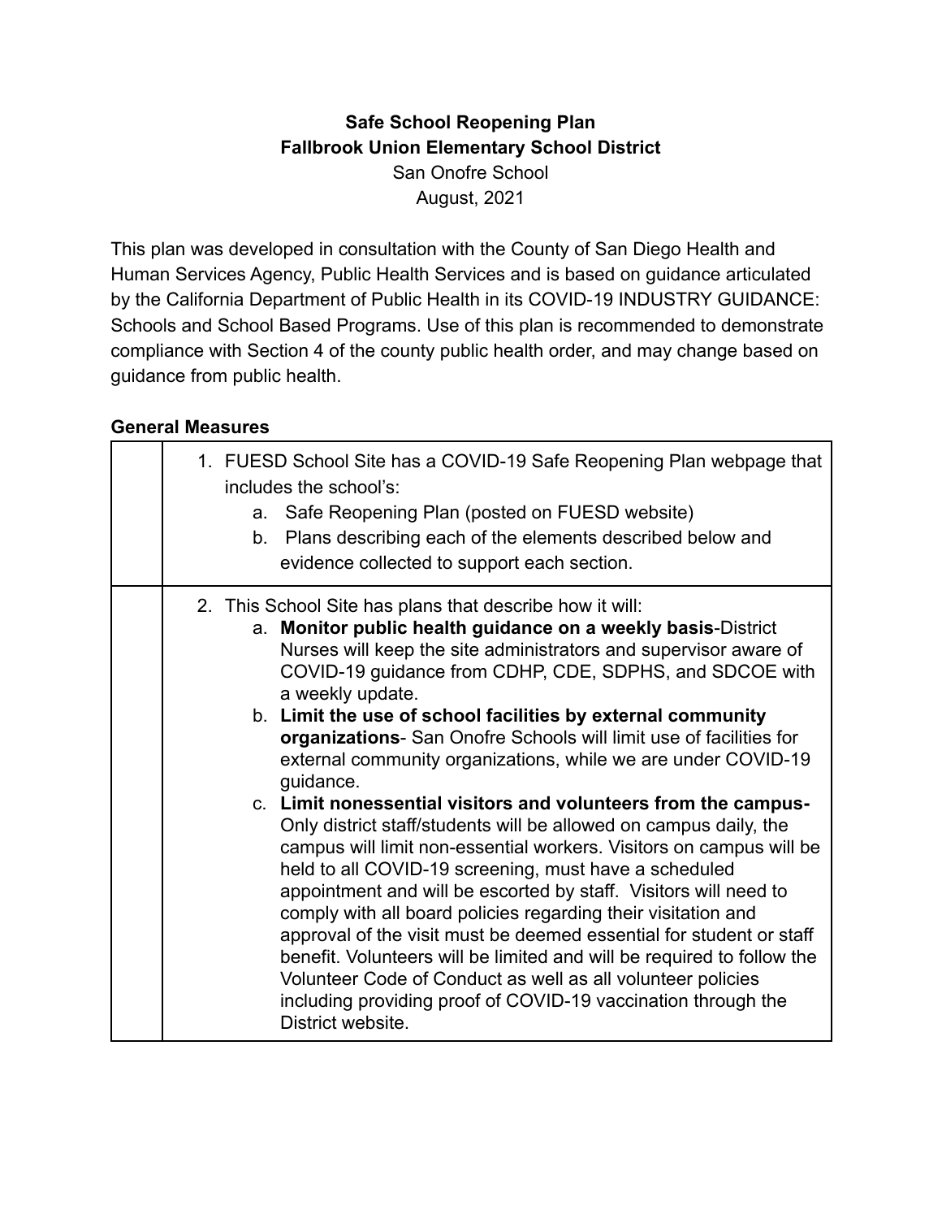**Safe School Reopening Plan**
**Fallbrook Union Elementary School District**
San Onofre School
August, 2021

This plan was developed in consultation with the County of San Diego Health and Human Services Agency, Public Health Services and is based on guidance articulated by the California Department of Public Health in its COVID-19 INDUSTRY GUIDANCE: Schools and School Based Programs. Use of this plan is recommended to demonstrate compliance with Section 4 of the county public health order, and may change based on guidance from public health.

## General Measures

| | |
|---|---|
| | 1. FUESD School Site has a COVID-19 Safe Reopening Plan webpage that includes the school's:<br>a. Safe Reopening Plan (posted on FUESD website)<br>b. Plans describing each of the elements described below and evidence collected to support each section. |
| | 2. This School Site has plans that describe how it will:<br>a. **Monitor public health guidance on a weekly basis**-District Nurses will keep the site administrators and supervisor aware of COVID-19 guidance from CDHP, CDE, SDPHS, and SDCOE with a weekly update.<br>b. **Limit the use of school facilities by external community organizations**- San Onofre Schools will limit use of facilities for external community organizations, while we are under COVID-19 guidance.<br>c. **Limit nonessential visitors and volunteers from the campus-** Only district staff/students will be allowed on campus daily, the campus will limit non-essential workers. Visitors on campus will be held to all COVID-19 screening, must have a scheduled appointment and will be escorted by staff. Visitors will need to comply with all board policies regarding their visitation and approval of the visit must be deemed essential for student or staff benefit. Volunteers will be limited and will be required to follow the Volunteer Code of Conduct as well as all volunteer policies including providing proof of COVID-19 vaccination through the District website. |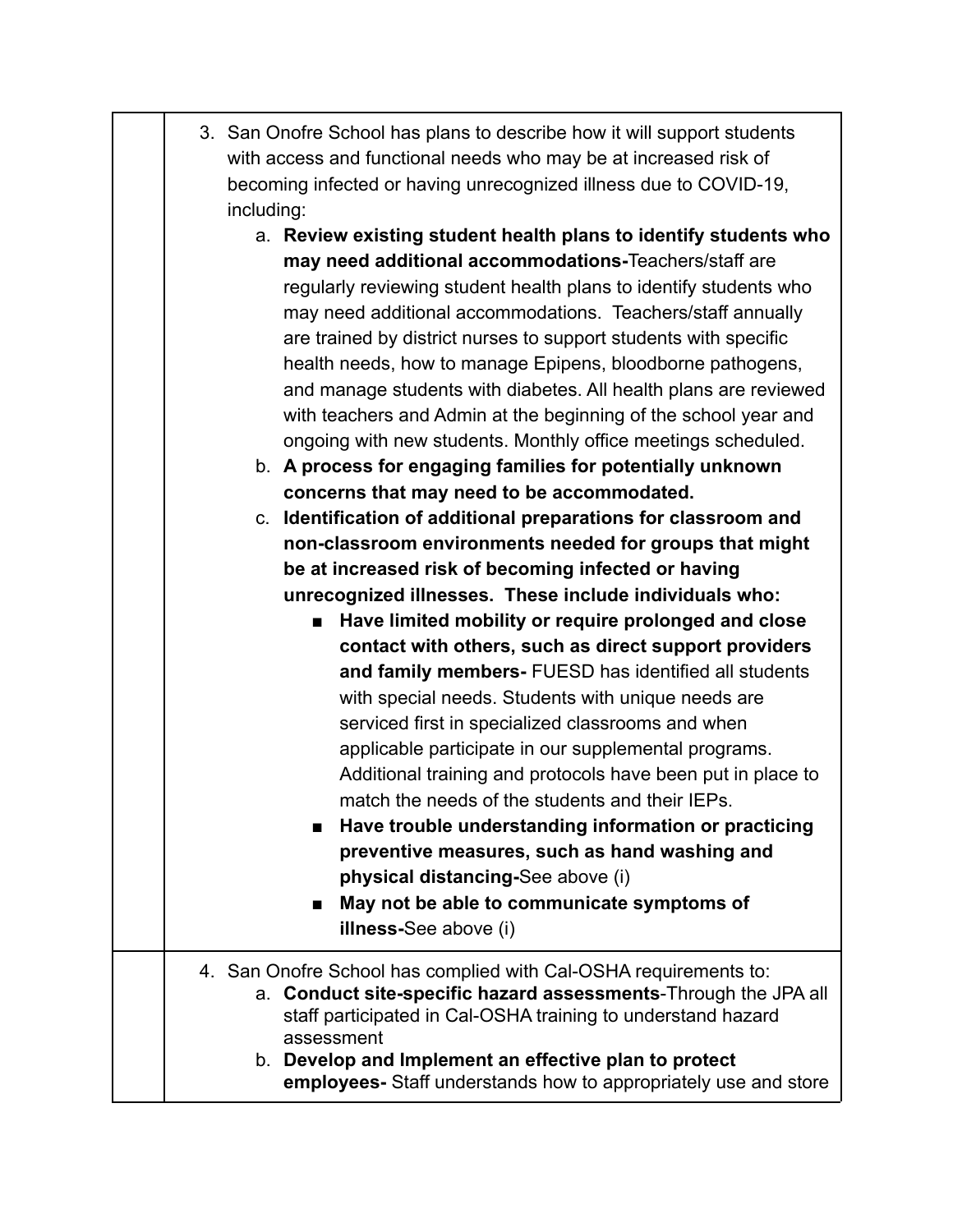| | |
|---|---|
| | 3. San Onofre School has plans to describe how it will support students with access and functional needs who may be at increased risk of becoming infected or having unrecognized illness due to COVID-19, including:<br>a. **Review existing student health plans to identify students who may need additional accommodations-**Teachers/staff are regularly reviewing student health plans to identify students who may need additional accommodations. Teachers/staff annually are trained by district nurses to support students with specific health needs, how to manage Epipens, bloodborne pathogens, and manage students with diabetes. All health plans are reviewed with teachers and Admin at the beginning of the school year and ongoing with new students. Monthly office meetings scheduled.<br>b. **A process for engaging families for potentially unknown concerns that may need to be accommodated.**<br>c. **Identification of additional preparations for classroom and non-classroom environments needed for groups that might be at increased risk of becoming infected or having unrecognized illnesses. These include individuals who:**<br>■ **Have limited mobility or require prolonged and close contact with others, such as direct support providers and family members-** FUESD has identified all students with special needs. Students with unique needs are serviced first in specialized classrooms and when applicable participate in our supplemental programs. Additional training and protocols have been put in place to match the needs of the students and their IEPs.<br>■ **Have trouble understanding information or practicing preventive measures, such as hand washing and physical distancing-**See above (i)<br>■ **May not be able to communicate symptoms of illness-**See above (i) |
| | 4. San Onofre School has complied with Cal-OSHA requirements to:<br>a. **Conduct site-specific hazard assessments**-Through the JPA all staff participated in Cal-OSHA training to understand hazard assessment<br>b. **Develop and Implement an effective plan to protect employees-** Staff understands how to appropriately use and store |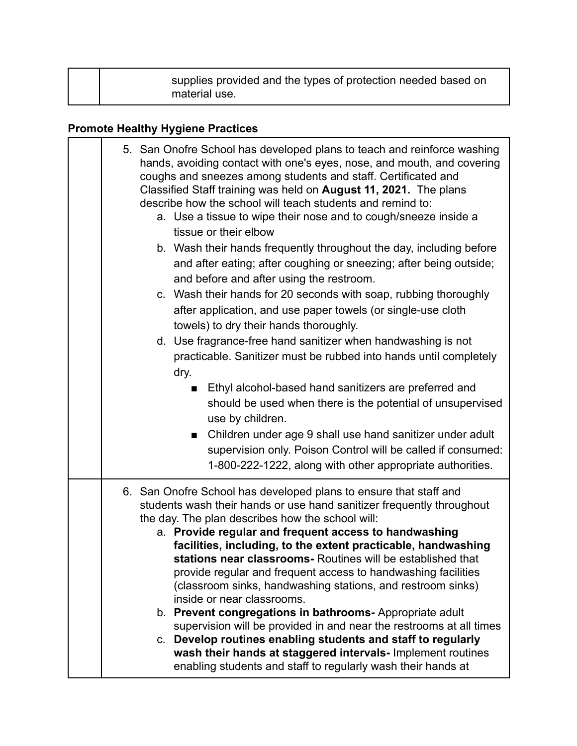| | |
|---|---|
| | supplies provided and the types of protection needed based on material use. |

**Promote Healthy Hygiene Practices**

| | |
|---|---|
| | 5. San Onofre School has developed plans to teach and reinforce washing hands, avoiding contact with one's eyes, nose, and mouth, and covering coughs and sneezes among students and staff. Certificated and Classified Staff training was held on **August 11, 2021.** The plans describe how the school will teach students and remind to:<br>a. Use a tissue to wipe their nose and to cough/sneeze inside a tissue or their elbow<br>b. Wash their hands frequently throughout the day, including before and after eating; after coughing or sneezing; after being outside; and before and after using the restroom.<br>c. Wash their hands for 20 seconds with soap, rubbing thoroughly after application, and use paper towels (or single-use cloth towels) to dry their hands thoroughly.<br>d. Use fragrance-free hand sanitizer when handwashing is not practicable. Sanitizer must be rubbed into hands until completely dry.<br>■ Ethyl alcohol-based hand sanitizers are preferred and should be used when there is the potential of unsupervised use by children.<br>■ Children under age 9 shall use hand sanitizer under adult supervision only. Poison Control will be called if consumed: 1-800-222-1222, along with other appropriate authorities. |
| | 6. San Onofre School has developed plans to ensure that staff and students wash their hands or use hand sanitizer frequently throughout the day. The plan describes how the school will:<br>a. **Provide regular and frequent access to handwashing facilities, including, to the extent practicable, handwashing stations near classrooms-** Routines will be established that provide regular and frequent access to handwashing facilities (classroom sinks, handwashing stations, and restroom sinks) inside or near classrooms.<br>b. **Prevent congregations in bathrooms-** Appropriate adult supervision will be provided in and near the restrooms at all times<br>c. **Develop routines enabling students and staff to regularly wash their hands at staggered intervals-** Implement routines enabling students and staff to regularly wash their hands at |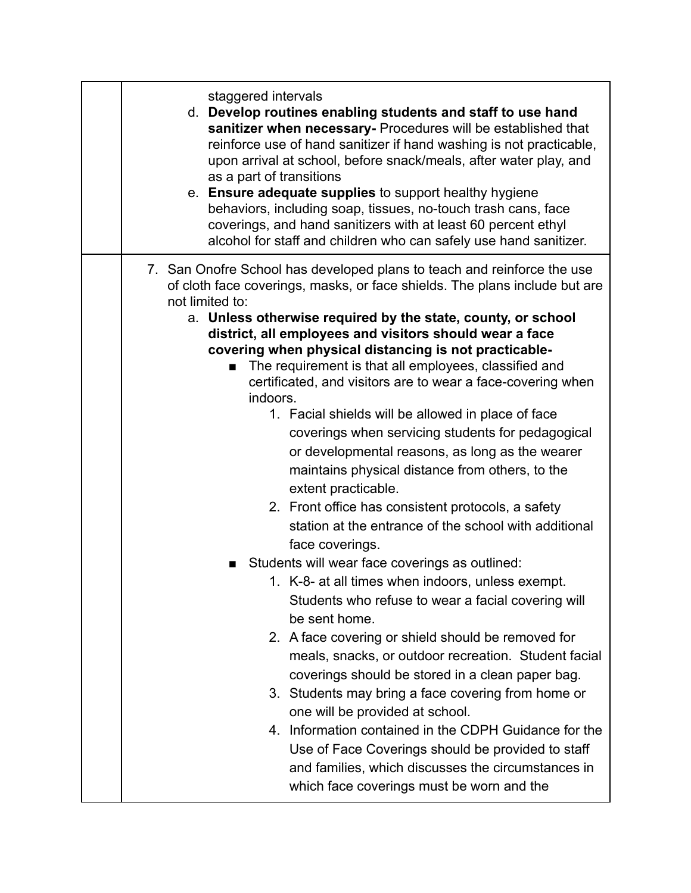| | |
|---|---|
| | staggered intervals<br>d. **Develop routines enabling students and staff to use hand sanitizer when necessary-** Procedures will be established that reinforce use of hand sanitizer if hand washing is not practicable, upon arrival at school, before snack/meals, after water play, and as a part of transitions<br>e. **Ensure adequate supplies** to support healthy hygiene behaviors, including soap, tissues, no-touch trash cans, face coverings, and hand sanitizers with at least 60 percent ethyl alcohol for staff and children who can safely use hand sanitizer. |
| | 7. San Onofre School has developed plans to teach and reinforce the use of cloth face coverings, masks, or face shields. The plans include but are not limited to:<br>a. **Unless otherwise required by the state, county, or school district, all employees and visitors should wear a face covering when physical distancing is not practicable-**<br>■ The requirement is that all employees, classified and certificated, and visitors are to wear a face-covering when indoors.<br>1. Facial shields will be allowed in place of face coverings when servicing students for pedagogical or developmental reasons, as long as the wearer maintains physical distance from others, to the extent practicable.<br>2. Front office has consistent protocols, a safety station at the entrance of the school with additional face coverings.<br>■ Students will wear face coverings as outlined:<br>1. K-8- at all times when indoors, unless exempt. Students who refuse to wear a facial covering will be sent home.<br>2. A face covering or shield should be removed for meals, snacks, or outdoor recreation. Student facial coverings should be stored in a clean paper bag.<br>3. Students may bring a face covering from home or one will be provided at school.<br>4. Information contained in the CDPH Guidance for the Use of Face Coverings should be provided to staff and families, which discusses the circumstances in which face coverings must be worn and the |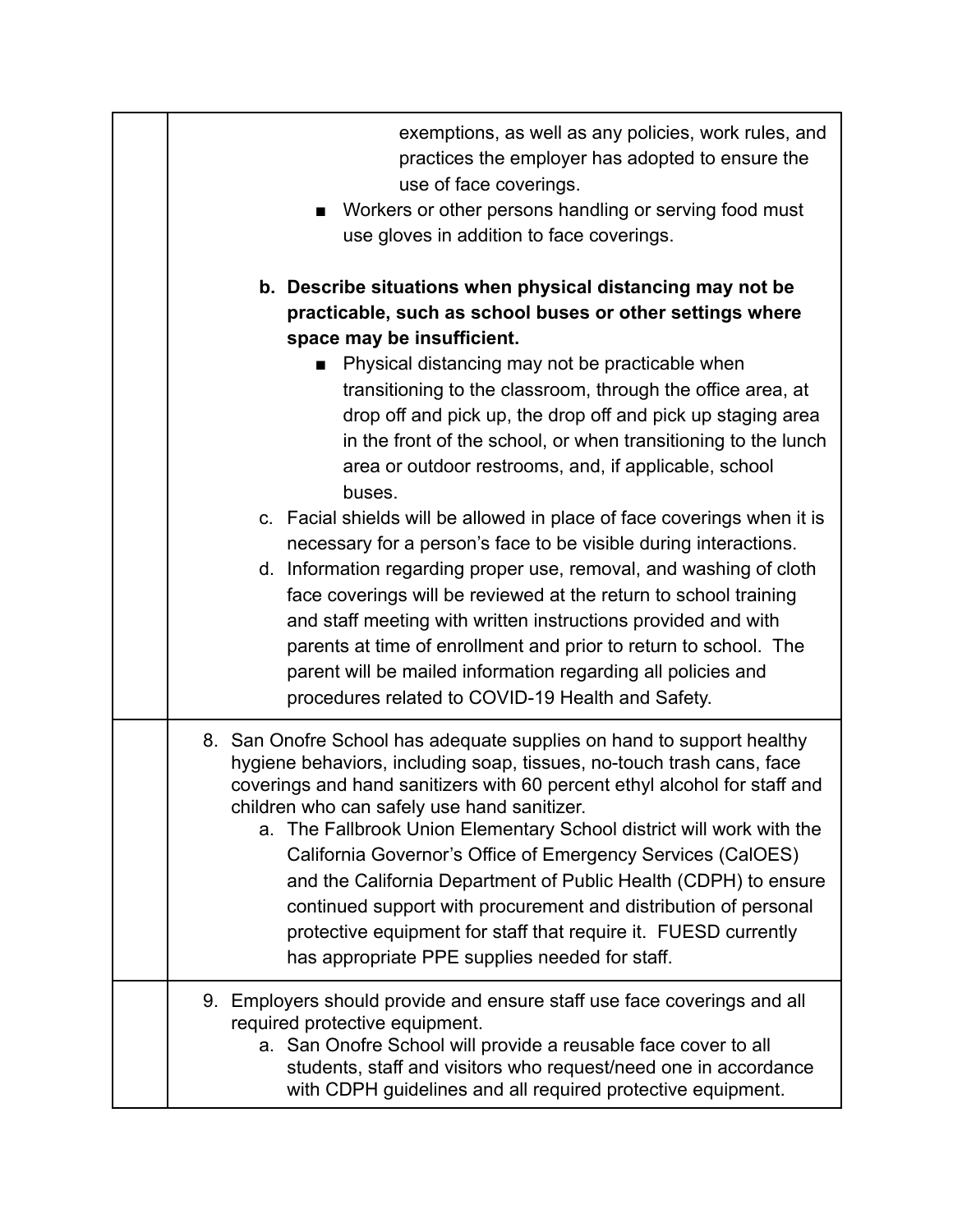| | |
|---|---|
| | exemptions, as well as any policies, work rules, and practices the employer has adopted to ensure the use of face coverings.<br>■ Workers or other persons handling or serving food must use gloves in addition to face coverings.<br><br>**b. Describe situations when physical distancing may not be practicable, such as school buses or other settings where space may be insufficient.**<br>■ Physical distancing may not be practicable when transitioning to the classroom, through the office area, at drop off and pick up, the drop off and pick up staging area in the front of the school, or when transitioning to the lunch area or outdoor restrooms, and, if applicable, school buses.<br>c. Facial shields will be allowed in place of face coverings when it is necessary for a person's face to be visible during interactions.<br>d. Information regarding proper use, removal, and washing of cloth face coverings will be reviewed at the return to school training and staff meeting with written instructions provided and with parents at time of enrollment and prior to return to school. The parent will be mailed information regarding all policies and procedures related to COVID-19 Health and Safety. |
| | 8. San Onofre School has adequate supplies on hand to support healthy hygiene behaviors, including soap, tissues, no-touch trash cans, face coverings and hand sanitizers with 60 percent ethyl alcohol for staff and children who can safely use hand sanitizer.<br>a. The Fallbrook Union Elementary School district will work with the California Governor's Office of Emergency Services (CalOES) and the California Department of Public Health (CDPH) to ensure continued support with procurement and distribution of personal protective equipment for staff that require it. FUESD currently has appropriate PPE supplies needed for staff. |
| | 9. Employers should provide and ensure staff use face coverings and all required protective equipment.<br>a. San Onofre School will provide a reusable face cover to all students, staff and visitors who request/need one in accordance with CDPH guidelines and all required protective equipment. |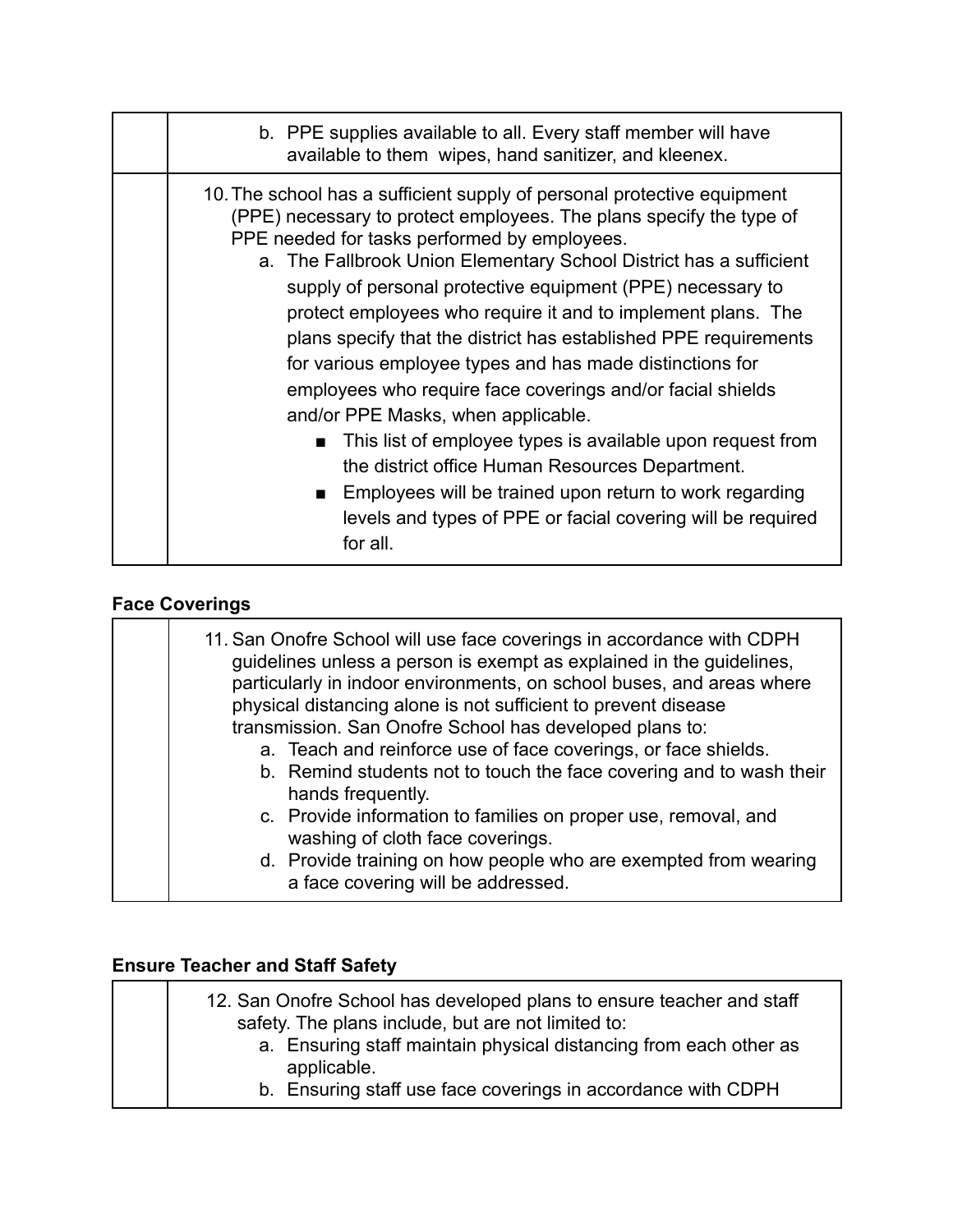| | |
|---|---|
| | b. PPE supplies available to all. Every staff member will have available to them wipes, hand sanitizer, and kleenex. |
| | 10. The school has a sufficient supply of personal protective equipment (PPE) necessary to protect employees. The plans specify the type of PPE needed for tasks performed by employees.<br>a. The Fallbrook Union Elementary School District has a sufficient supply of personal protective equipment (PPE) necessary to protect employees who require it and to implement plans. The plans specify that the district has established PPE requirements for various employee types and has made distinctions for employees who require face coverings and/or facial shields and/or PPE Masks, when applicable.<br>■ This list of employee types is available upon request from the district office Human Resources Department.<br>■ Employees will be trained upon return to work regarding levels and types of PPE or facial covering will be required for all. |

**Face Coverings**

| | |
|---|---|
| | 11. San Onofre School will use face coverings in accordance with CDPH guidelines unless a person is exempt as explained in the guidelines, particularly in indoor environments, on school buses, and areas where physical distancing alone is not sufficient to prevent disease transmission. San Onofre School has developed plans to:<br>a. Teach and reinforce use of face coverings, or face shields.<br>b. Remind students not to touch the face covering and to wash their hands frequently.<br>c. Provide information to families on proper use, removal, and washing of cloth face coverings.<br>d. Provide training on how people who are exempted from wearing a face covering will be addressed. |

**Ensure Teacher and Staff Safety**

| | |
|---|---|
| | 12. San Onofre School has developed plans to ensure teacher and staff safety. The plans include, but are not limited to:<br>a. Ensuring staff maintain physical distancing from each other as applicable.<br>b. Ensuring staff use face coverings in accordance with CDPH |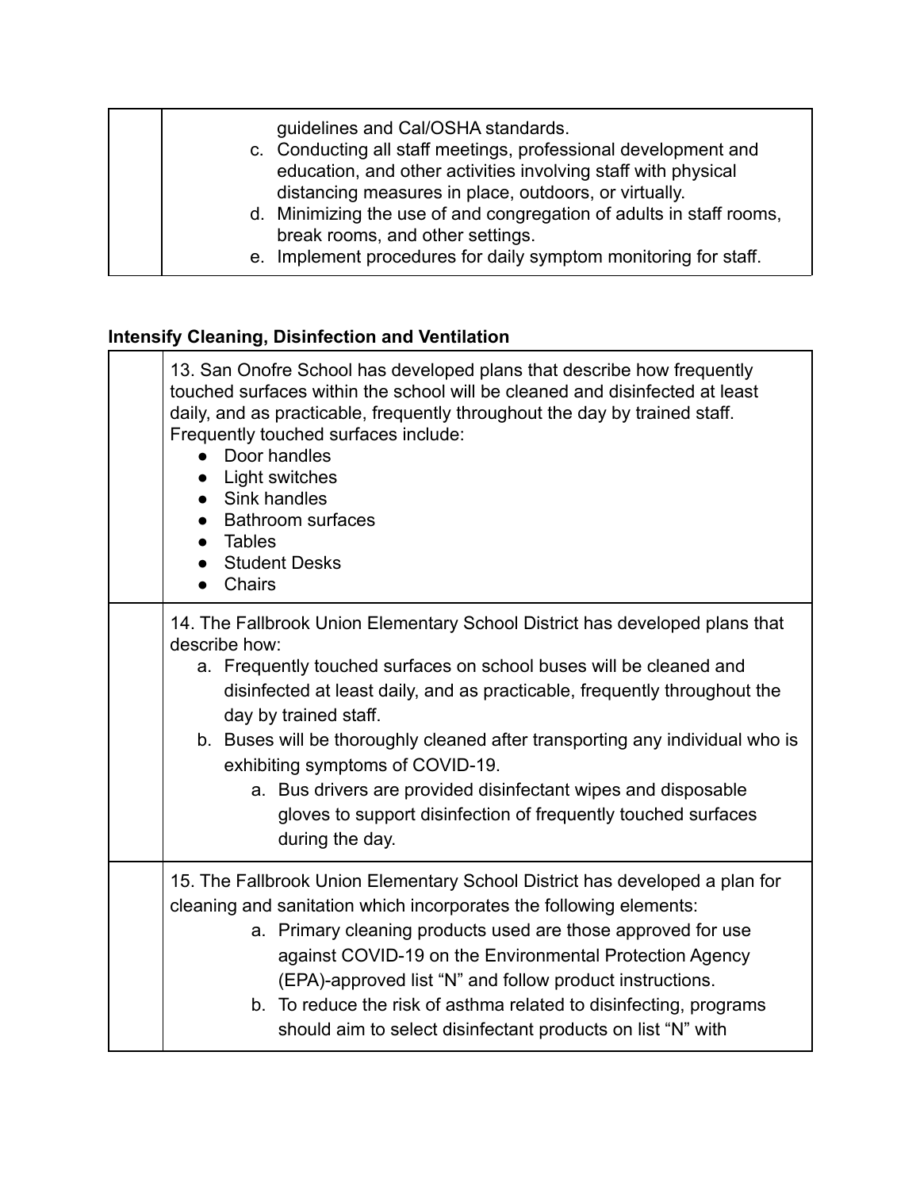| | guidelines and Cal/OSHA standards.<br>c. Conducting all staff meetings, professional development and education, and other activities involving staff with physical distancing measures in place, outdoors, or virtually.<br>d. Minimizing the use of and congregation of adults in staff rooms, break rooms, and other settings.<br>e. Implement procedures for daily symptom monitoring for staff. |
|---|---|

**Intensify Cleaning, Disinfection and Ventilation**

| | 13. San Onofre School has developed plans that describe how frequently touched surfaces within the school will be cleaned and disinfected at least daily, and as practicable, frequently throughout the day by trained staff. Frequently touched surfaces include:<br>● Door handles<br>● Light switches<br>● Sink handles<br>● Bathroom surfaces<br>● Tables<br>● Student Desks<br>● Chairs |
|---|---|
| | 14. The Fallbrook Union Elementary School District has developed plans that describe how:<br>a. Frequently touched surfaces on school buses will be cleaned and disinfected at least daily, and as practicable, frequently throughout the day by trained staff.<br>b. Buses will be thoroughly cleaned after transporting any individual who is exhibiting symptoms of COVID-19.<br>a. Bus drivers are provided disinfectant wipes and disposable gloves to support disinfection of frequently touched surfaces during the day. |
| | 15. The Fallbrook Union Elementary School District has developed a plan for cleaning and sanitation which incorporates the following elements:<br>a. Primary cleaning products used are those approved for use against COVID-19 on the Environmental Protection Agency (EPA)-approved list "N" and follow product instructions.<br>b. To reduce the risk of asthma related to disinfecting, programs should aim to select disinfectant products on list "N" with |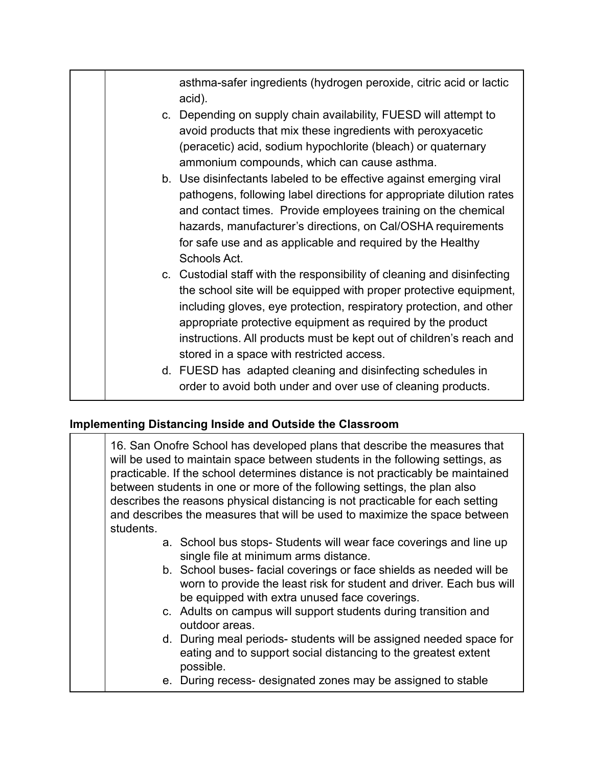| | asthma-safer ingredients (hydrogen peroxide, citric acid or lactic acid).<br>c. Depending on supply chain availability, FUESD will attempt to avoid products that mix these ingredients with peroxyacetic (peracetic) acid, sodium hypochlorite (bleach) or quaternary ammonium compounds, which can cause asthma.<br>b. Use disinfectants labeled to be effective against emerging viral pathogens, following label directions for appropriate dilution rates and contact times. Provide employees training on the chemical hazards, manufacturer's directions, on Cal/OSHA requirements for safe use and as applicable and required by the Healthy Schools Act.<br>c. Custodial staff with the responsibility of cleaning and disinfecting the school site will be equipped with proper protective equipment, including gloves, eye protection, respiratory protection, and other appropriate protective equipment as required by the product instructions. All products must be kept out of children's reach and stored in a space with restricted access.<br>d. FUESD has adapted cleaning and disinfecting schedules in order to avoid both under and over use of cleaning products. |
|---|---|

**Implementing Distancing Inside and Outside the Classroom**

| | 16. San Onofre School has developed plans that describe the measures that will be used to maintain space between students in the following settings, as practicable. If the school determines distance is not practicably be maintained between students in one or more of the following settings, the plan also describes the reasons physical distancing is not practicable for each setting and describes the measures that will be used to maximize the space between students.<br>a. School bus stops- Students will wear face coverings and line up single file at minimum arms distance.<br>b. School buses- facial coverings or face shields as needed will be worn to provide the least risk for student and driver. Each bus will be equipped with extra unused face coverings.<br>c. Adults on campus will support students during transition and outdoor areas.<br>d. During meal periods- students will be assigned needed space for eating and to support social distancing to the greatest extent possible.<br>e. During recess- designated zones may be assigned to stable |
|---|---|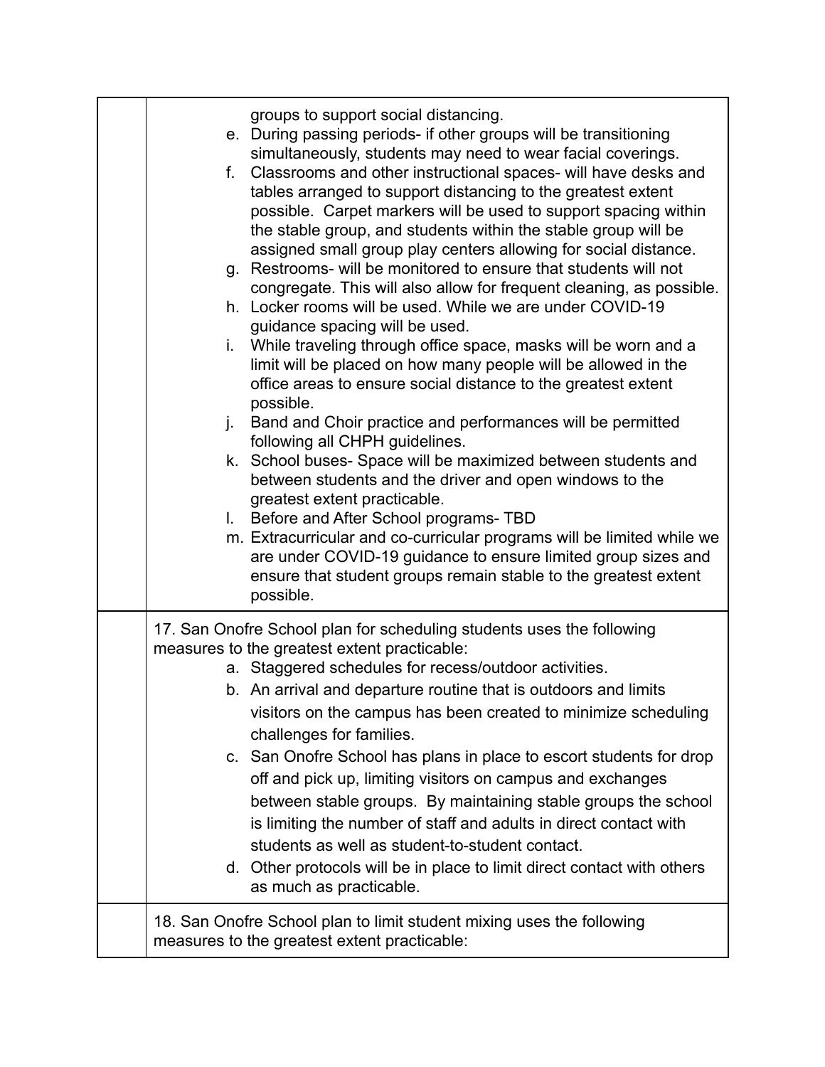| | |
|---|---|
| | groups to support social distancing.<br>e. During passing periods- if other groups will be transitioning simultaneously, students may need to wear facial coverings.<br>f. Classrooms and other instructional spaces- will have desks and tables arranged to support distancing to the greatest extent possible. Carpet markers will be used to support spacing within the stable group, and students within the stable group will be assigned small group play centers allowing for social distance.<br>g. Restrooms- will be monitored to ensure that students will not congregate. This will also allow for frequent cleaning, as possible.<br>h. Locker rooms will be used. While we are under COVID-19 guidance spacing will be used.<br>i. While traveling through office space, masks will be worn and a limit will be placed on how many people will be allowed in the office areas to ensure social distance to the greatest extent possible.<br>j. Band and Choir practice and performances will be permitted following all CHPH guidelines.<br>k. School buses- Space will be maximized between students and between students and the driver and open windows to the greatest extent practicable.<br>l. Before and After School programs- TBD<br>m. Extracurricular and co-curricular programs will be limited while we are under COVID-19 guidance to ensure limited group sizes and ensure that student groups remain stable to the greatest extent possible. |
| | 17. San Onofre School plan for scheduling students uses the following measures to the greatest extent practicable:<br>a. Staggered schedules for recess/outdoor activities.<br>b. An arrival and departure routine that is outdoors and limits visitors on the campus has been created to minimize scheduling challenges for families.<br>c. San Onofre School has plans in place to escort students for drop off and pick up, limiting visitors on campus and exchanges between stable groups. By maintaining stable groups the school is limiting the number of staff and adults in direct contact with students as well as student-to-student contact.<br>d. Other protocols will be in place to limit direct contact with others as much as practicable. |
| | 18. San Onofre School plan to limit student mixing uses the following measures to the greatest extent practicable: |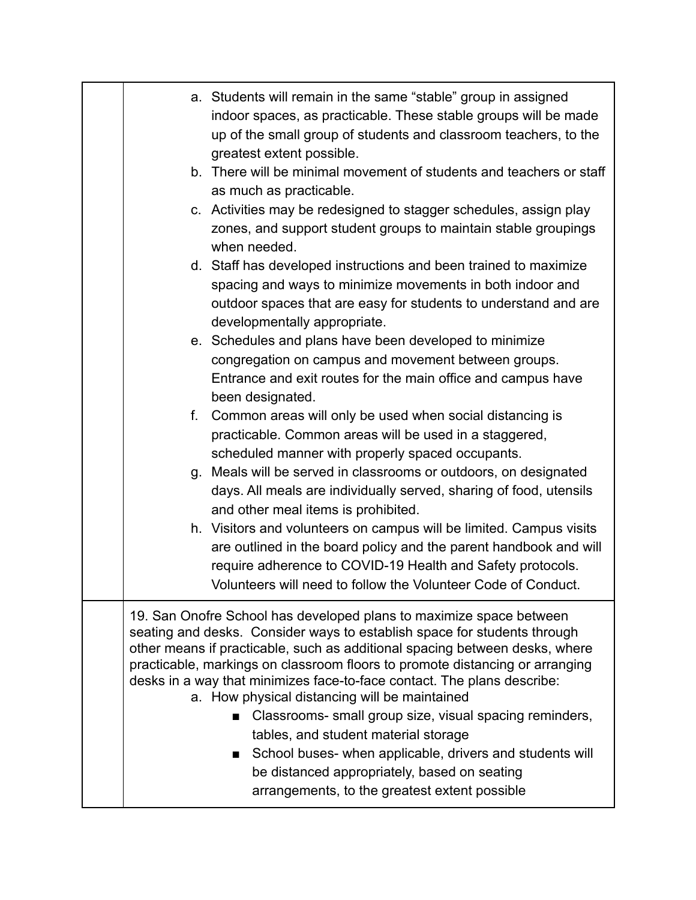| | |
|---|---|
| | a. Students will remain in the same “stable” group in assigned indoor spaces, as practicable. These stable groups will be made up of the small group of students and classroom teachers, to the greatest extent possible.<br>b. There will be minimal movement of students and teachers or staff as much as practicable.<br>c. Activities may be redesigned to stagger schedules, assign play zones, and support student groups to maintain stable groupings when needed.<br>d. Staff has developed instructions and been trained to maximize spacing and ways to minimize movements in both indoor and outdoor spaces that are easy for students to understand and are developmentally appropriate.<br>e. Schedules and plans have been developed to minimize congregation on campus and movement between groups. Entrance and exit routes for the main office and campus have been designated.<br>f. Common areas will only be used when social distancing is practicable. Common areas will be used in a staggered, scheduled manner with properly spaced occupants.<br>g. Meals will be served in classrooms or outdoors, on designated days. All meals are individually served, sharing of food, utensils and other meal items is prohibited.<br>h. Visitors and volunteers on campus will be limited. Campus visits are outlined in the board policy and the parent handbook and will require adherence to COVID-19 Health and Safety protocols. Volunteers will need to follow the Volunteer Code of Conduct. |
| | 19. San Onofre School has developed plans to maximize space between seating and desks. Consider ways to establish space for students through other means if practicable, such as additional spacing between desks, where practicable, markings on classroom floors to promote distancing or arranging desks in a way that minimizes face-to-face contact. The plans describe:<br>a. How physical distancing will be maintained<br>■ Classrooms- small group size, visual spacing reminders, tables, and student material storage<br>■ School buses- when applicable, drivers and students will be distanced appropriately, based on seating arrangements, to the greatest extent possible |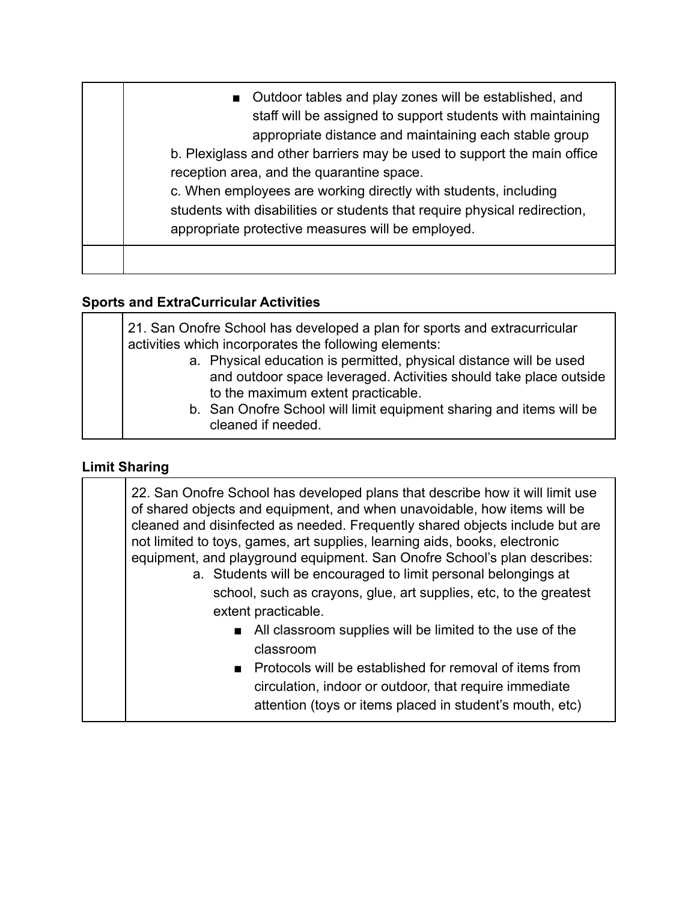| | |
|---|---|
| | ■ Outdoor tables and play zones will be established, and staff will be assigned to support students with maintaining appropriate distance and maintaining each stable group<br>b. Plexiglass and other barriers may be used to support the main office reception area, and the quarantine space.<br>c. When employees are working directly with students, including students with disabilities or students that require physical redirection, appropriate protective measures will be employed. |
| | |

**Sports and ExtraCurricular Activities**

| | |
|---|---|
| | 21. San Onofre School has developed a plan for sports and extracurricular activities which incorporates the following elements:<br>a. Physical education is permitted, physical distance will be used and outdoor space leveraged. Activities should take place outside to the maximum extent practicable.<br>b. San Onofre School will limit equipment sharing and items will be cleaned if needed. |

**Limit Sharing**

| | |
|---|---|
| | 22. San Onofre School has developed plans that describe how it will limit use of shared objects and equipment, and when unavoidable, how items will be cleaned and disinfected as needed. Frequently shared objects include but are not limited to toys, games, art supplies, learning aids, books, electronic equipment, and playground equipment. San Onofre School's plan describes:<br>a. Students will be encouraged to limit personal belongings at school, such as crayons, glue, art supplies, etc, to the greatest extent practicable.<br>■ All classroom supplies will be limited to the use of the classroom<br>■ Protocols will be established for removal of items from circulation, indoor or outdoor, that require immediate attention (toys or items placed in student's mouth, etc) |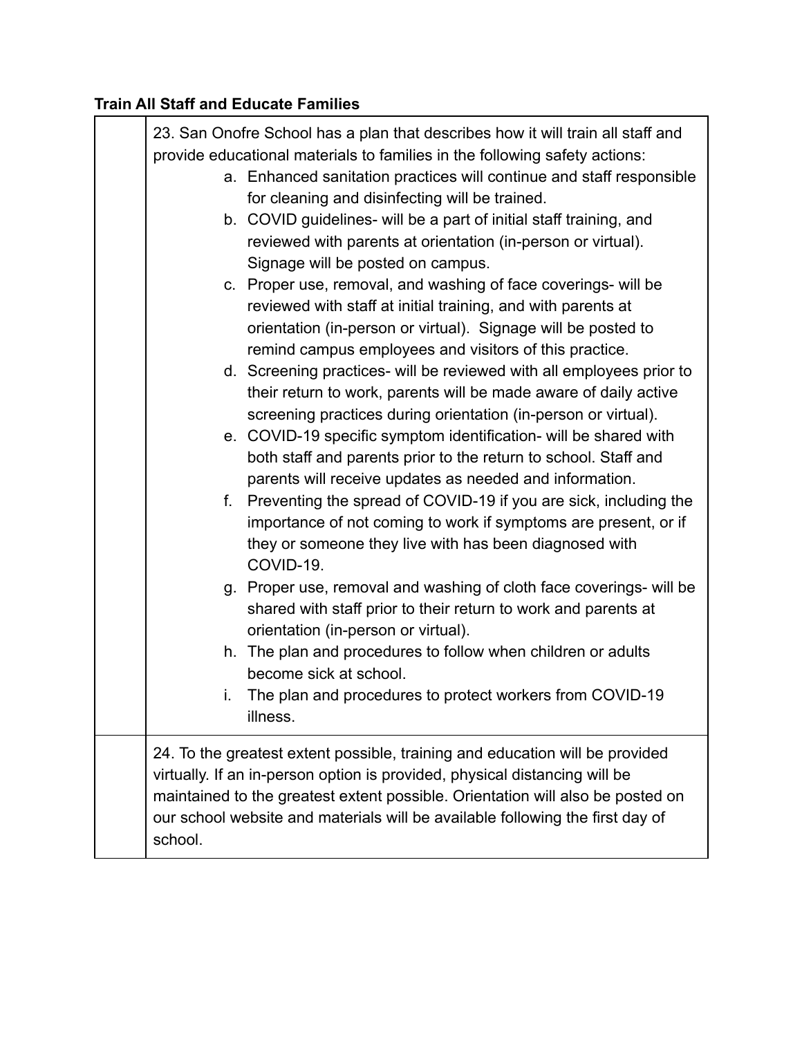**Train All Staff and Educate Families**

| | |
|---|---|
| | 23. San Onofre School has a plan that describes how it will train all staff and provide educational materials to families in the following safety actions:<br>a. Enhanced sanitation practices will continue and staff responsible for cleaning and disinfecting will be trained.<br>b. COVID guidelines- will be a part of initial staff training, and reviewed with parents at orientation (in-person or virtual). Signage will be posted on campus.<br>c. Proper use, removal, and washing of face coverings- will be reviewed with staff at initial training, and with parents at orientation (in-person or virtual). Signage will be posted to remind campus employees and visitors of this practice.<br>d. Screening practices- will be reviewed with all employees prior to their return to work, parents will be made aware of daily active screening practices during orientation (in-person or virtual).<br>e. COVID-19 specific symptom identification- will be shared with both staff and parents prior to the return to school. Staff and parents will receive updates as needed and information.<br>f. Preventing the spread of COVID-19 if you are sick, including the importance of not coming to work if symptoms are present, or if they or someone they live with has been diagnosed with COVID-19.<br>g. Proper use, removal and washing of cloth face coverings- will be shared with staff prior to their return to work and parents at orientation (in-person or virtual).<br>h. The plan and procedures to follow when children or adults become sick at school.<br>i. The plan and procedures to protect workers from COVID-19 illness. |
| | 24. To the greatest extent possible, training and education will be provided virtually. If an in-person option is provided, physical distancing will be maintained to the greatest extent possible. Orientation will also be posted on our school website and materials will be available following the first day of school. |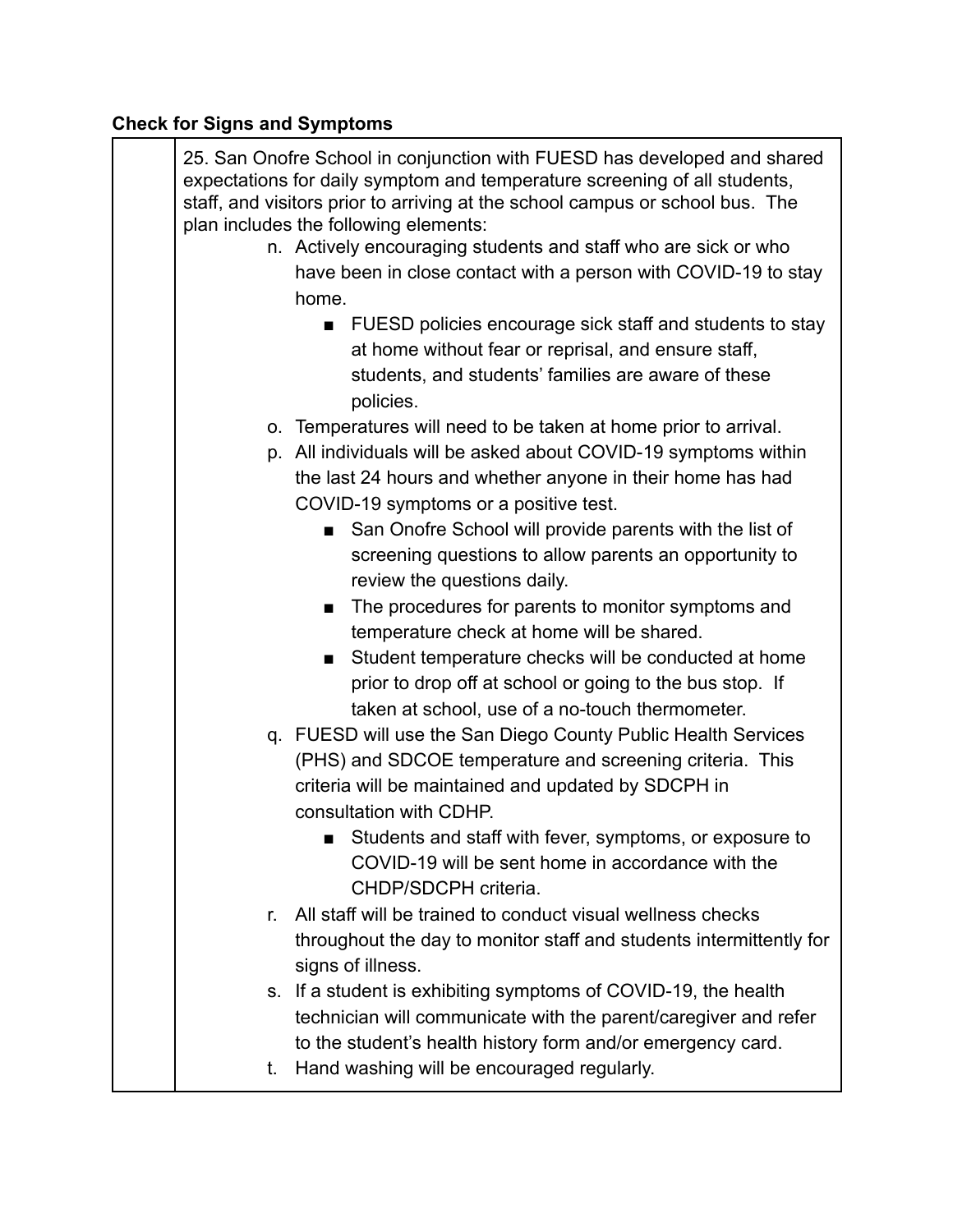**Check for Signs and Symptoms**

| | |
|---|---|
| | 25. San Onofre School in conjunction with FUESD has developed and shared expectations for daily symptom and temperature screening of all students, staff, and visitors prior to arriving at the school campus or school bus. The plan includes the following elements:<br>n. Actively encouraging students and staff who are sick or who have been in close contact with a person with COVID-19 to stay home.<br>&nbsp;&nbsp;&nbsp;&nbsp;■ FUESD policies encourage sick staff and students to stay at home without fear or reprisal, and ensure staff, students, and students' families are aware of these policies.<br>o. Temperatures will need to be taken at home prior to arrival.<br>p. All individuals will be asked about COVID-19 symptoms within the last 24 hours and whether anyone in their home has had COVID-19 symptoms or a positive test.<br>&nbsp;&nbsp;&nbsp;&nbsp;■ San Onofre School will provide parents with the list of screening questions to allow parents an opportunity to review the questions daily.<br>&nbsp;&nbsp;&nbsp;&nbsp;■ The procedures for parents to monitor symptoms and temperature check at home will be shared.<br>&nbsp;&nbsp;&nbsp;&nbsp;■ Student temperature checks will be conducted at home prior to drop off at school or going to the bus stop. If taken at school, use of a no-touch thermometer.<br>q. FUESD will use the San Diego County Public Health Services (PHS) and SDCOE temperature and screening criteria. This criteria will be maintained and updated by SDCPH in consultation with CDHP.<br>&nbsp;&nbsp;&nbsp;&nbsp;■ Students and staff with fever, symptoms, or exposure to COVID-19 will be sent home in accordance with the CHDP/SDCPH criteria.<br>r. All staff will be trained to conduct visual wellness checks throughout the day to monitor staff and students intermittently for signs of illness.<br>s. If a student is exhibiting symptoms of COVID-19, the health technician will communicate with the parent/caregiver and refer to the student's health history form and/or emergency card.<br>t. Hand washing will be encouraged regularly. |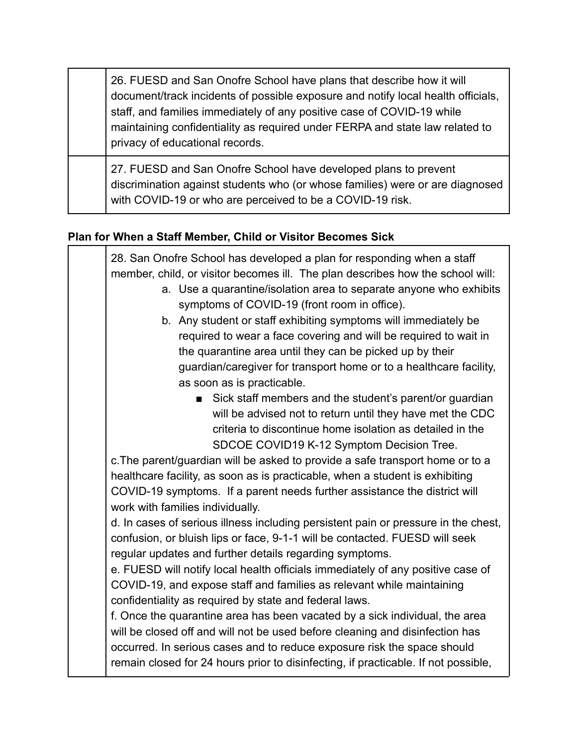| | |
|---|---|
| | 26. FUESD and San Onofre School have plans that describe how it will document/track incidents of possible exposure and notify local health officials, staff, and families immediately of any positive case of COVID-19 while maintaining confidentiality as required under FERPA and state law related to privacy of educational records. |
| | 27. FUESD and San Onofre School have developed plans to prevent discrimination against students who (or whose families) were or are diagnosed with COVID-19 or who are perceived to be a COVID-19 risk. |

**Plan for When a Staff Member, Child or Visitor Becomes Sick**

| | |
|---|---|
| | 28. San Onofre School has developed a plan for responding when a staff member, child, or visitor becomes ill. The plan describes how the school will:<br>a. Use a quarantine/isolation area to separate anyone who exhibits symptoms of COVID-19 (front room in office).<br>b. Any student or staff exhibiting symptoms will immediately be required to wear a face covering and will be required to wait in the quarantine area until they can be picked up by their guardian/caregiver for transport home or to a healthcare facility, as soon as is practicable.<br>■ Sick staff members and the student's parent/or guardian will be advised not to return until they have met the CDC criteria to discontinue home isolation as detailed in the SDCOE COVID19 K-12 Symptom Decision Tree.<br>c.The parent/guardian will be asked to provide a safe transport home or to a healthcare facility, as soon as is practicable, when a student is exhibiting COVID-19 symptoms. If a parent needs further assistance the district will work with families individually.<br>d. In cases of serious illness including persistent pain or pressure in the chest, confusion, or bluish lips or face, 9-1-1 will be contacted. FUESD will seek regular updates and further details regarding symptoms.<br>e. FUESD will notify local health officials immediately of any positive case of COVID-19, and expose staff and families as relevant while maintaining confidentiality as required by state and federal laws.<br>f. Once the quarantine area has been vacated by a sick individual, the area will be closed off and will not be used before cleaning and disinfection has occurred. In serious cases and to reduce exposure risk the space should remain closed for 24 hours prior to disinfecting, if practicable. If not possible, |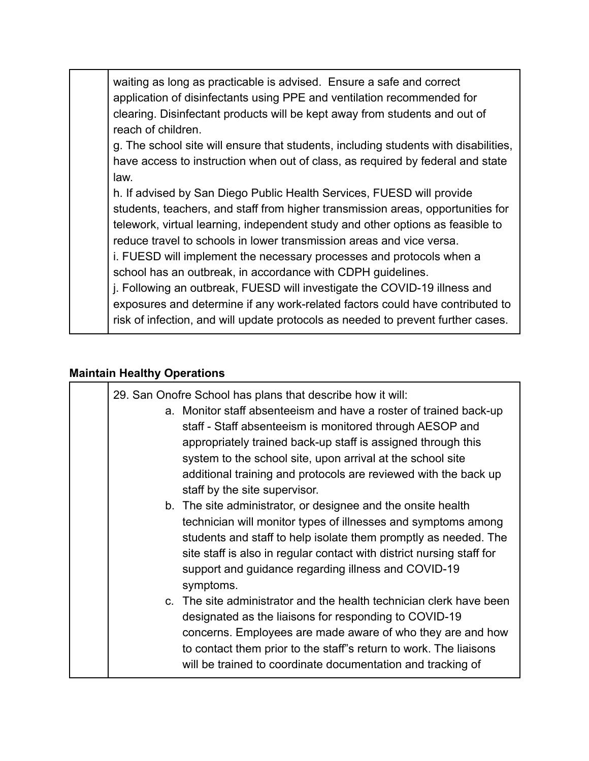| | waiting as long as practicable is advised. Ensure a safe and correct application of disinfectants using PPE and ventilation recommended for clearing. Disinfectant products will be kept away from students and out of reach of children.<br>g. The school site will ensure that students, including students with disabilities, have access to instruction when out of class, as required by federal and state law.<br>h. If advised by San Diego Public Health Services, FUESD will provide students, teachers, and staff from higher transmission areas, opportunities for telework, virtual learning, independent study and other options as feasible to reduce travel to schools in lower transmission areas and vice versa.<br>i. FUESD will implement the necessary processes and protocols when a school has an outbreak, in accordance with CDPH guidelines.<br>j. Following an outbreak, FUESD will investigate the COVID-19 illness and exposures and determine if any work-related factors could have contributed to risk of infection, and will update protocols as needed to prevent further cases. |
|---|---|

**Maintain Healthy Operations**

| | 29. San Onofre School has plans that describe how it will:<br>a. Monitor staff absenteeism and have a roster of trained back-up staff - Staff absenteeism is monitored through AESOP and appropriately trained back-up staff is assigned through this system to the school site, upon arrival at the school site additional training and protocols are reviewed with the back up staff by the site supervisor.<br>b. The site administrator, or designee and the onsite health technician will monitor types of illnesses and symptoms among students and staff to help isolate them promptly as needed. The site staff is also in regular contact with district nursing staff for support and guidance regarding illness and COVID-19 symptoms.<br>c. The site administrator and the health technician clerk have been designated as the liaisons for responding to COVID-19 concerns. Employees are made aware of who they are and how to contact them prior to the staff"s return to work. The liaisons will be trained to coordinate documentation and tracking of |
|---|---|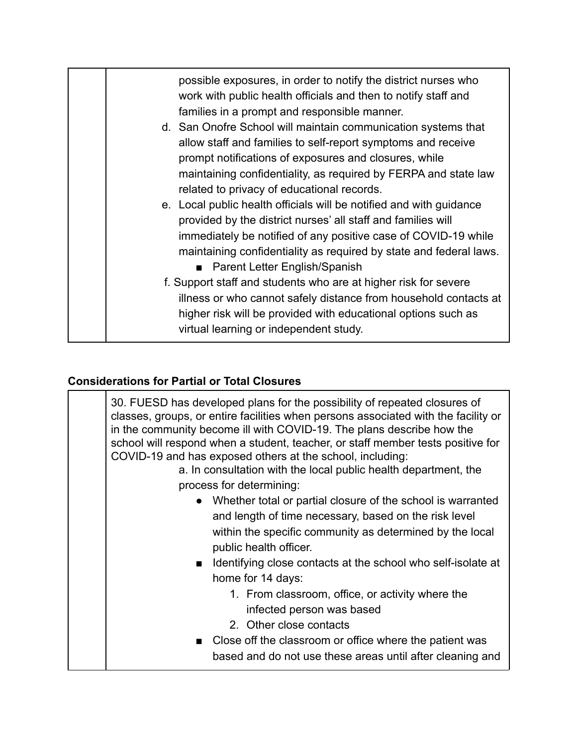| | possible exposures, in order to notify the district nurses who work with public health officials and then to notify staff and families in a prompt and responsible manner.<br>d. San Onofre School will maintain communication systems that allow staff and families to self-report symptoms and receive prompt notifications of exposures and closures, while maintaining confidentiality, as required by FERPA and state law related to privacy of educational records.<br>e. Local public health officials will be notified and with guidance provided by the district nurses' all staff and families will immediately be notified of any positive case of COVID-19 while maintaining confidentiality as required by state and federal laws.<br>■ Parent Letter English/Spanish<br>f. Support staff and students who are at higher risk for severe illness or who cannot safely distance from household contacts at higher risk will be provided with educational options such as virtual learning or independent study. |
|---|---|

**Considerations for Partial or Total Closures**

| | 30. FUESD has developed plans for the possibility of repeated closures of classes, groups, or entire facilities when persons associated with the facility or in the community become ill with COVID-19. The plans describe how the school will respond when a student, teacher, or staff member tests positive for COVID-19 and has exposed others at the school, including:<br>a. In consultation with the local public health department, the process for determining:<br>● Whether total or partial closure of the school is warranted and length of time necessary, based on the risk level within the specific community as determined by the local public health officer.<br>■ Identifying close contacts at the school who self-isolate at home for 14 days:<br>1. From classroom, office, or activity where the infected person was based<br>2. Other close contacts<br>■ Close off the classroom or office where the patient was based and do not use these areas until after cleaning and |
|---|---|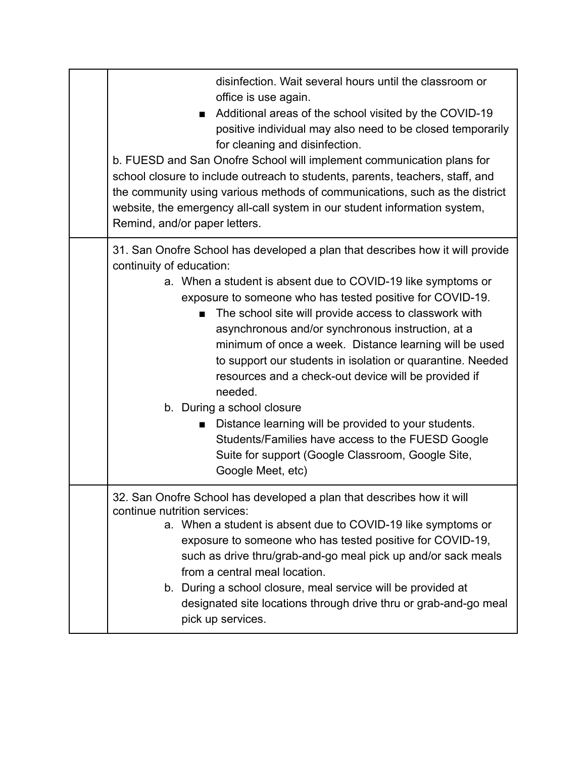| | |
|---|---|
| | disinfection. Wait several hours until the classroom or office is use again.<br>■ Additional areas of the school visited by the COVID-19 positive individual may also need to be closed temporarily for cleaning and disinfection.<br>b. FUESD and San Onofre School will implement communication plans for school closure to include outreach to students, parents, teachers, staff, and the community using various methods of communications, such as the district website, the emergency all-call system in our student information system, Remind, and/or paper letters. |
| | 31. San Onofre School has developed a plan that describes how it will provide continuity of education:<br>a. When a student is absent due to COVID-19 like symptoms or exposure to someone who has tested positive for COVID-19.<br>■ The school site will provide access to classwork with asynchronous and/or synchronous instruction, at a minimum of once a week. Distance learning will be used to support our students in isolation or quarantine. Needed resources and a check-out device will be provided if needed.<br>b. During a school closure<br>■ Distance learning will be provided to your students. Students/Families have access to the FUESD Google Suite for support (Google Classroom, Google Site, Google Meet, etc) |
| | 32. San Onofre School has developed a plan that describes how it will continue nutrition services:<br>a. When a student is absent due to COVID-19 like symptoms or exposure to someone who has tested positive for COVID-19, such as drive thru/grab-and-go meal pick up and/or sack meals from a central meal location.<br>b. During a school closure, meal service will be provided at designated site locations through drive thru or grab-and-go meal pick up services. |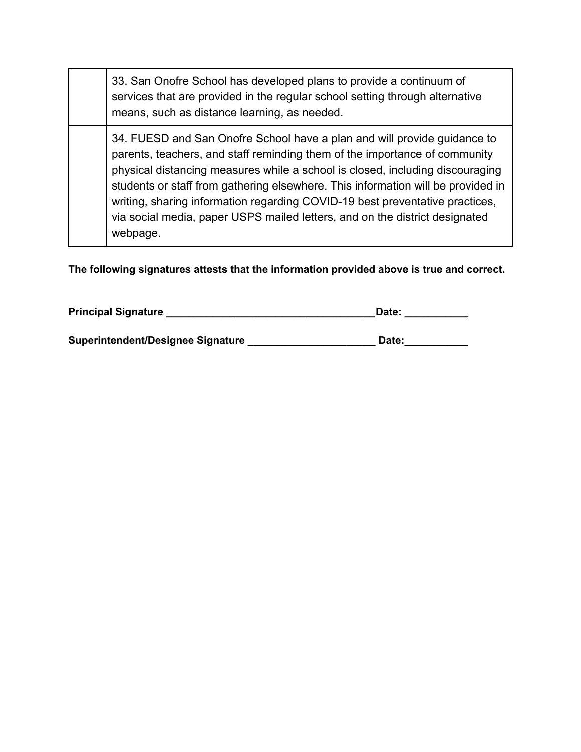| | |
|---|---|
| | 33. San Onofre School has developed plans to provide a continuum of services that are provided in the regular school setting through alternative means, such as distance learning, as needed. |
| | 34. FUESD and San Onofre School have a plan and will provide guidance to parents, teachers, and staff reminding them of the importance of community physical distancing measures while a school is closed, including discouraging students or staff from gathering elsewhere. This information will be provided in writing, sharing information regarding COVID-19 best preventative practices, via social media, paper USPS mailed letters, and on the district designated webpage. |

**The following signatures attests that the information provided above is true and correct.**

**Principal Signature ____________________________________Date: ___________**

**Superintendent/Designee Signature ______________________ Date:___________**